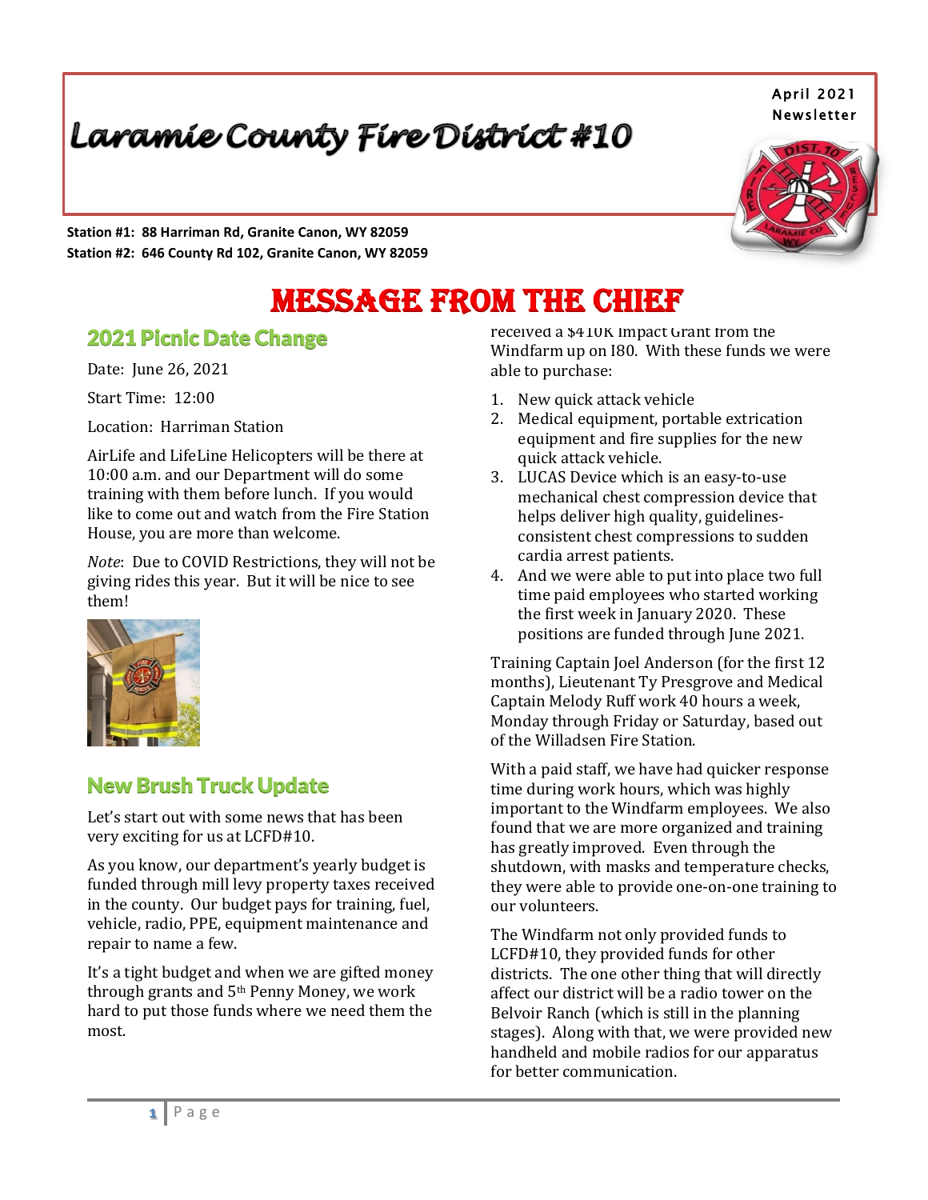# Laramie County Fire District #10

April 2021 Newsletter

**Station #1: 88 Harriman Rd, Granite Canon, WY 82059**
**Station #2: 646 County Rd 102, Granite Canon, WY 82059**

# MESSAGE FROM THE CHIEF

## 2021 Picnic Date Change

Date: June 26, 2021

Start Time: 12:00

Location: Harriman Station

AirLife and LifeLine Helicopters will be there at 10:00 a.m. and our Department will do some training with them before lunch. If you would like to come out and watch from the Fire Station House, you are more than welcome.

*Note*: Due to COVID Restrictions, they will not be giving rides this year. But it will be nice to see them!

## New Brush Truck Update

Let's start out with some news that has been very exciting for us at LCFD#10.

As you know, our department's yearly budget is funded through mill levy property taxes received in the county. Our budget pays for training, fuel, vehicle, radio, PPE, equipment maintenance and repair to name a few.

It's a tight budget and when we are gifted money through grants and 5th Penny Money, we work hard to put those funds where we need them the most.

received a $410K Impact Grant from the Windfarm up on I80. With these funds we were able to purchase:

1. New quick attack vehicle
2. Medical equipment, portable extrication equipment and fire supplies for the new quick attack vehicle.
3. LUCAS Device which is an easy-to-use mechanical chest compression device that helps deliver high quality, guidelines-consistent chest compressions to sudden cardia arrest patients.
4. And we were able to put into place two full time paid employees who started working the first week in January 2020. These positions are funded through June 2021.

Training Captain Joel Anderson (for the first 12 months), Lieutenant Ty Presgrove and Medical Captain Melody Ruff work 40 hours a week, Monday through Friday or Saturday, based out of the Willadsen Fire Station.

With a paid staff, we have had quicker response time during work hours, which was highly important to the Windfarm employees. We also found that we are more organized and training has greatly improved. Even through the shutdown, with masks and temperature checks, they were able to provide one-on-one training to our volunteers.

The Windfarm not only provided funds to LCFD#10, they provided funds for other districts. The one other thing that will directly affect our district will be a radio tower on the Belvoir Ranch (which is still in the planning stages). Along with that, we were provided new handheld and mobile radios for our apparatus for better communication.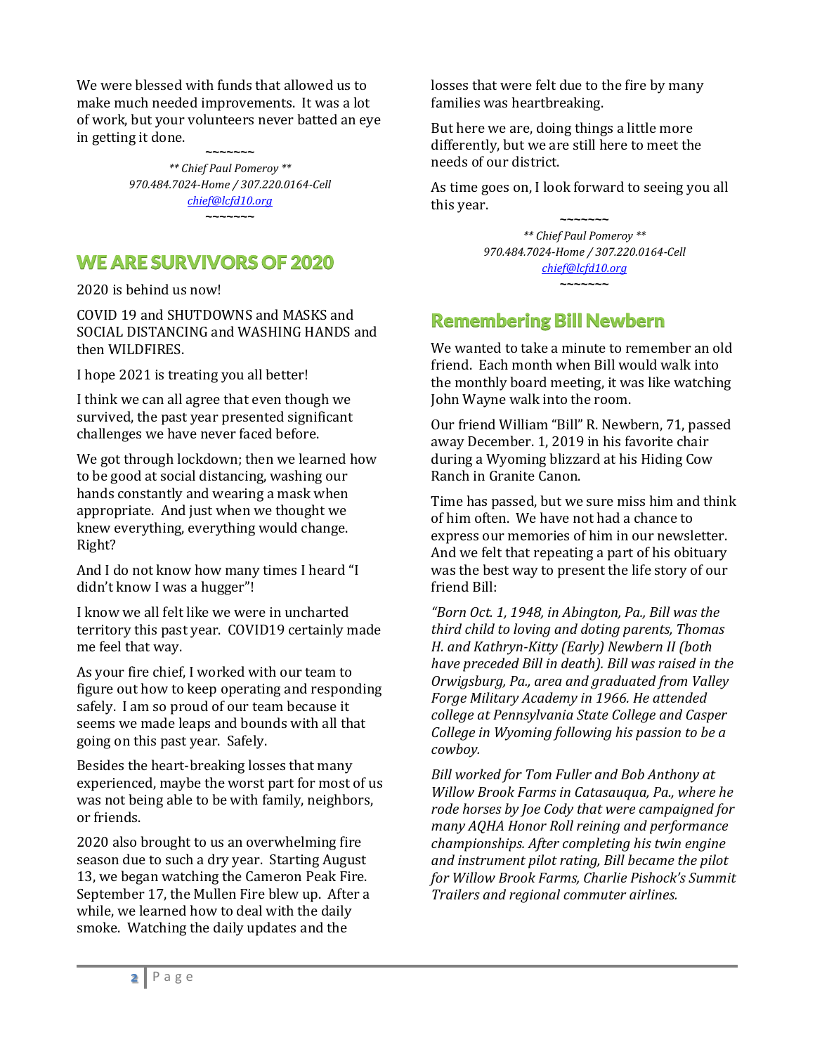We were blessed with funds that allowed us to make much needed improvements. It was a lot of work, but your volunteers never batted an eye in getting it done.

~~~~~~~

*** Chief Paul Pomeroy ***
*970.484.7024-Home / 307.220.0164-Cell*
*chief@lcfd10.org*

~~~~~~~

## WE ARE SURVIVORS OF 2020

2020 is behind us now!

COVID 19 and SHUTDOWNS and MASKS and SOCIAL DISTANCING and WASHING HANDS and then WILDFIRES.

I hope 2021 is treating you all better!

I think we can all agree that even though we survived, the past year presented significant challenges we have never faced before.

We got through lockdown; then we learned how to be good at social distancing, washing our hands constantly and wearing a mask when appropriate. And just when we thought we knew everything, everything would change. Right?

And I do not know how many times I heard "I didn't know I was a hugger"!

I know we all felt like we were in uncharted territory this past year. COVID19 certainly made me feel that way.

As your fire chief, I worked with our team to figure out how to keep operating and responding safely. I am so proud of our team because it seems we made leaps and bounds with all that going on this past year. Safely.

Besides the heart-breaking losses that many experienced, maybe the worst part for most of us was not being able to be with family, neighbors, or friends.

2020 also brought to us an overwhelming fire season due to such a dry year. Starting August 13, we began watching the Cameron Peak Fire. September 17, the Mullen Fire blew up. After a while, we learned how to deal with the daily smoke. Watching the daily updates and the losses that were felt due to the fire by many families was heartbreaking.

But here we are, doing things a little more differently, but we are still here to meet the needs of our district.

As time goes on, I look forward to seeing you all this year.

~~~~~~~

*** Chief Paul Pomeroy ***
*970.484.7024-Home / 307.220.0164-Cell*
*chief@lcfd10.org*

~~~~~~~

## Remembering Bill Newbern

We wanted to take a minute to remember an old friend. Each month when Bill would walk into the monthly board meeting, it was like watching John Wayne walk into the room.

Our friend William "Bill" R. Newbern, 71, passed away December. 1, 2019 in his favorite chair during a Wyoming blizzard at his Hiding Cow Ranch in Granite Canon.

Time has passed, but we sure miss him and think of him often. We have not had a chance to express our memories of him in our newsletter. And we felt that repeating a part of his obituary was the best way to present the life story of our friend Bill:

*"Born Oct. 1, 1948, in Abington, Pa., Bill was the third child to loving and doting parents, Thomas H. and Kathryn-Kitty (Early) Newbern II (both have preceded Bill in death). Bill was raised in the Orwigsburg, Pa., area and graduated from Valley Forge Military Academy in 1966. He attended college at Pennsylvania State College and Casper College in Wyoming following his passion to be a cowboy.*

*Bill worked for Tom Fuller and Bob Anthony at Willow Brook Farms in Catasauqua, Pa., where he rode horses by Joe Cody that were campaigned for many AQHA Honor Roll reining and performance championships. After completing his twin engine and instrument pilot rating, Bill became the pilot for Willow Brook Farms, Charlie Pishock's Summit Trailers and regional commuter airlines.*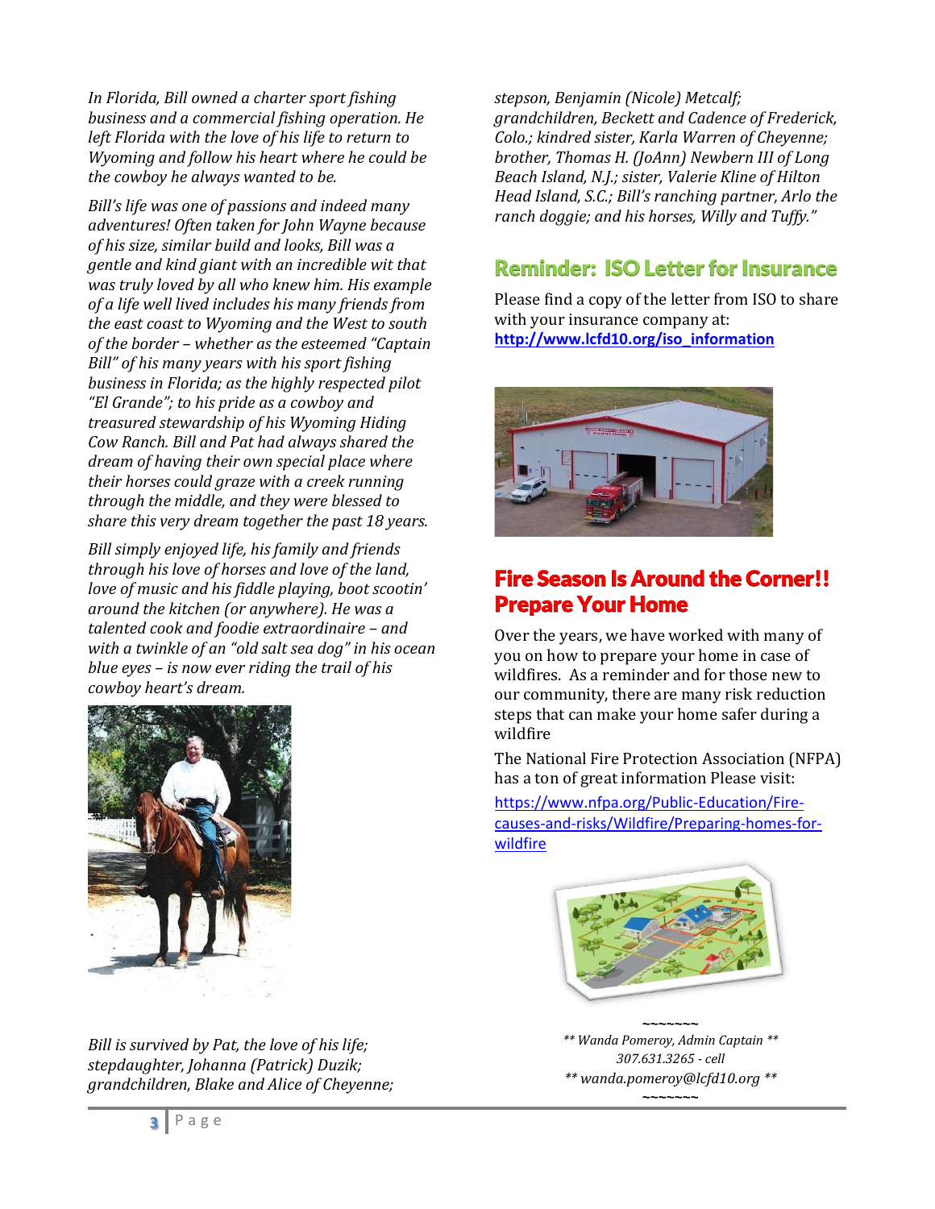*In Florida, Bill owned a charter sport fishing business and a commercial fishing operation. He left Florida with the love of his life to return to Wyoming and follow his heart where he could be the cowboy he always wanted to be.*

*Bill's life was one of passions and indeed many adventures! Often taken for John Wayne because of his size, similar build and looks, Bill was a gentle and kind giant with an incredible wit that was truly loved by all who knew him. His example of a life well lived includes his many friends from the east coast to Wyoming and the West to south of the border – whether as the esteemed "Captain Bill" of his many years with his sport fishing business in Florida; as the highly respected pilot "El Grande"; to his pride as a cowboy and treasured stewardship of his Wyoming Hiding Cow Ranch. Bill and Pat had always shared the dream of having their own special place where their horses could graze with a creek running through the middle, and they were blessed to share this very dream together the past 18 years.*

*Bill simply enjoyed life, his family and friends through his love of horses and love of the land, love of music and his fiddle playing, boot scootin' around the kitchen (or anywhere). He was a talented cook and foodie extraordinaire – and with a twinkle of an "old salt sea dog" in his ocean blue eyes – is now ever riding the trail of his cowboy heart's dream.*

*Bill is survived by Pat, the love of his life; stepdaughter, Johanna (Patrick) Duzik; grandchildren, Blake and Alice of Cheyenne; stepson, Benjamin (Nicole) Metcalf; grandchildren, Beckett and Cadence of Frederick, Colo.; kindred sister, Karla Warren of Cheyenne; brother, Thomas H. (JoAnn) Newbern III of Long Beach Island, N.J.; sister, Valerie Kline of Hilton Head Island, S.C.; Bill's ranching partner, Arlo the ranch doggie; and his horses, Willy and Tuffy."*

## Reminder: ISO Letter for Insurance

Please find a copy of the letter from ISO to share with your insurance company at: **http://www.lcfd10.org/iso_information**

## Fire Season Is Around the Corner!! Prepare Your Home

Over the years, we have worked with many of you on how to prepare your home in case of wildfires. As a reminder and for those new to our community, there are many risk reduction steps that can make your home safer during a wildfire

The National Fire Protection Association (NFPA) has a ton of great information Please visit:

https://www.nfpa.org/Public-Education/Fire-causes-and-risks/Wildfire/Preparing-homes-for-wildfire

~~~~~~~

*\*\* Wanda Pomeroy, Admin Captain \*\**

*307.631.3265 - cell*

*\*\* wanda.pomeroy@lcfd10.org \*\**

~~~~~~~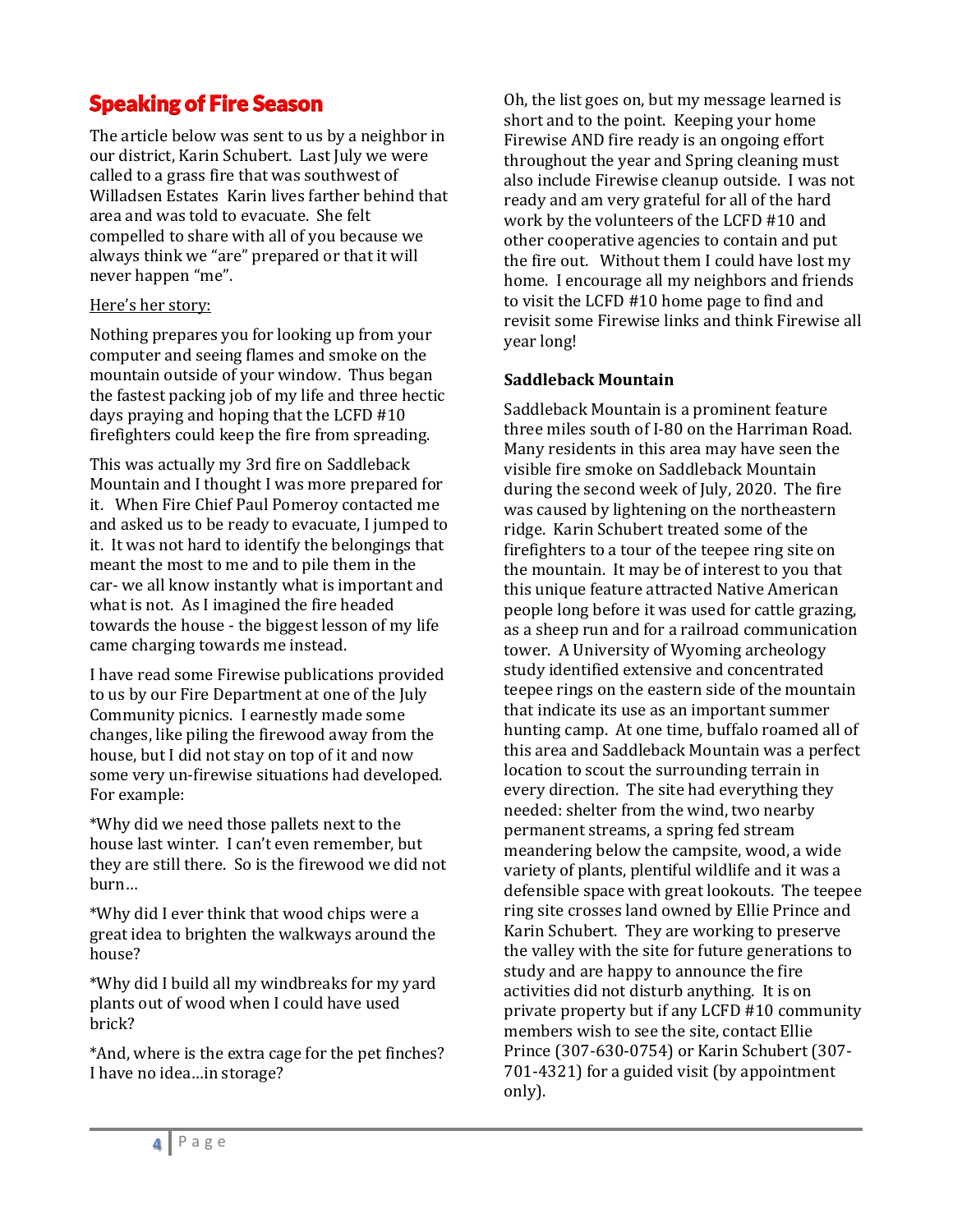## Speaking of Fire Season

The article below was sent to us by a neighbor in our district, Karin Schubert. Last July we were called to a grass fire that was southwest of Willadsen Estates Karin lives farther behind that area and was told to evacuate. She felt compelled to share with all of you because we always think we "are" prepared or that it will never happen "me".

Here's her story:

Nothing prepares you for looking up from your computer and seeing flames and smoke on the mountain outside of your window. Thus began the fastest packing job of my life and three hectic days praying and hoping that the LCFD #10 firefighters could keep the fire from spreading.

This was actually my 3rd fire on Saddleback Mountain and I thought I was more prepared for it. When Fire Chief Paul Pomeroy contacted me and asked us to be ready to evacuate, I jumped to it. It was not hard to identify the belongings that meant the most to me and to pile them in the car- we all know instantly what is important and what is not. As I imagined the fire headed towards the house - the biggest lesson of my life came charging towards me instead.

I have read some Firewise publications provided to us by our Fire Department at one of the July Community picnics. I earnestly made some changes, like piling the firewood away from the house, but I did not stay on top of it and now some very un-firewise situations had developed. For example:

*Why did we need those pallets next to the house last winter. I can't even remember, but they are still there. So is the firewood we did not burn…

*Why did I ever think that wood chips were a great idea to brighten the walkways around the house?

*Why did I build all my windbreaks for my yard plants out of wood when I could have used brick?

*And, where is the extra cage for the pet finches? I have no idea…in storage?

Oh, the list goes on, but my message learned is short and to the point. Keeping your home Firewise AND fire ready is an ongoing effort throughout the year and Spring cleaning must also include Firewise cleanup outside. I was not ready and am very grateful for all of the hard work by the volunteers of the LCFD #10 and other cooperative agencies to contain and put the fire out. Without them I could have lost my home. I encourage all my neighbors and friends to visit the LCFD #10 home page to find and revisit some Firewise links and think Firewise all year long!

**Saddleback Mountain**

Saddleback Mountain is a prominent feature three miles south of I-80 on the Harriman Road. Many residents in this area may have seen the visible fire smoke on Saddleback Mountain during the second week of July, 2020. The fire was caused by lightening on the northeastern ridge. Karin Schubert treated some of the firefighters to a tour of the teepee ring site on the mountain. It may be of interest to you that this unique feature attracted Native American people long before it was used for cattle grazing, as a sheep run and for a railroad communication tower. A University of Wyoming archeology study identified extensive and concentrated teepee rings on the eastern side of the mountain that indicate its use as an important summer hunting camp. At one time, buffalo roamed all of this area and Saddleback Mountain was a perfect location to scout the surrounding terrain in every direction. The site had everything they needed: shelter from the wind, two nearby permanent streams, a spring fed stream meandering below the campsite, wood, a wide variety of plants, plentiful wildlife and it was a defensible space with great lookouts. The teepee ring site crosses land owned by Ellie Prince and Karin Schubert. They are working to preserve the valley with the site for future generations to study and are happy to announce the fire activities did not disturb anything. It is on private property but if any LCFD #10 community members wish to see the site, contact Ellie Prince (307-630-0754) or Karin Schubert (307-701-4321) for a guided visit (by appointment only).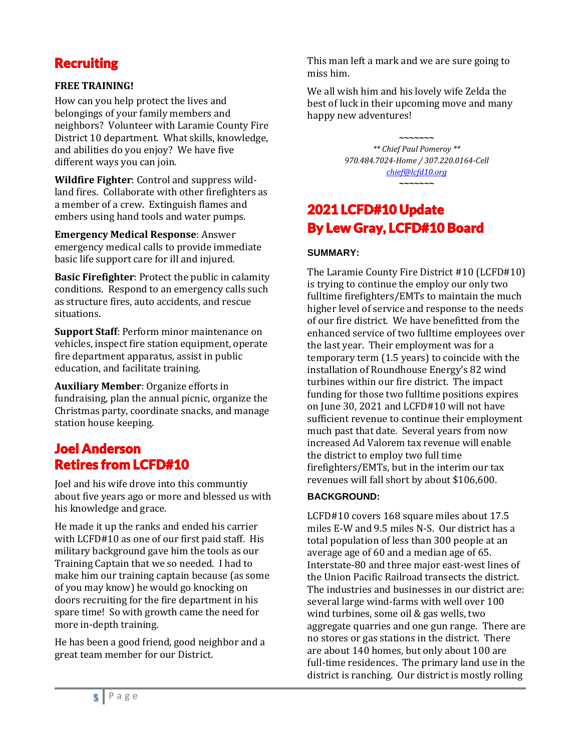## Recruiting

**FREE TRAINING!**

How can you help protect the lives and belongings of your family members and neighbors? Volunteer with Laramie County Fire District 10 department. What skills, knowledge, and abilities do you enjoy? We have five different ways you can join.

**Wildfire Fighter**: Control and suppress wild-land fires. Collaborate with other firefighters as a member of a crew. Extinguish flames and embers using hand tools and water pumps.

**Emergency Medical Response**: Answer emergency medical calls to provide immediate basic life support care for ill and injured.

**Basic Firefighter**: Protect the public in calamity conditions. Respond to an emergency calls such as structure fires, auto accidents, and rescue situations.

**Support Staff**: Perform minor maintenance on vehicles, inspect fire station equipment, operate fire department apparatus, assist in public education, and facilitate training.

**Auxiliary Member**: Organize efforts in fundraising, plan the annual picnic, organize the Christmas party, coordinate snacks, and manage station house keeping.

## Joel Anderson Retires from LCFD#10

Joel and his wife drove into this communtiy about five years ago or more and blessed us with his knowledge and grace.

He made it up the ranks and ended his carrier with LCFD#10 as one of our first paid staff. His military background gave him the tools as our Training Captain that we so needed. I had to make him our training captain because (as some of you may know) he would go knocking on doors recruiting for the fire department in his spare time! So with growth came the need for more in-depth training.

He has been a good friend, good neighbor and a great team member for our District.

This man left a mark and we are sure going to miss him.

We all wish him and his lovely wife Zelda the best of luck in their upcoming move and many happy new adventures!

~~~~~~~

*** Chief Paul Pomeroy ***

*970.484.7024-Home / 307.220.0164-Cell*

*chief@lcfd10.org*

~~~~~~~

## 2021 LCFD#10 Update By Lew Gray, LCFD#10 Board

**SUMMARY:**

The Laramie County Fire District #10 (LCFD#10) is trying to continue the employ our only two fulltime firefighters/EMTs to maintain the much higher level of service and response to the needs of our fire district. We have benefitted from the enhanced service of two fulltime employees over the last year. Their employment was for a temporary term (1.5 years) to coincide with the installation of Roundhouse Energy's 82 wind turbines within our fire district. The impact funding for those two fulltime positions expires on June 30, 2021 and LCFD#10 will not have sufficient revenue to continue their employment much past that date. Several years from now increased Ad Valorem tax revenue will enable the district to employ two full time firefighters/EMTs, but in the interim our tax revenues will fall short by about $106,600.

**BACKGROUND:**

LCFD#10 covers 168 square miles about 17.5 miles E-W and 9.5 miles N-S. Our district has a total population of less than 300 people at an average age of 60 and a median age of 65. Interstate-80 and three major east-west lines of the Union Pacific Railroad transects the district. The industries and businesses in our district are: several large wind-farms with well over 100 wind turbines, some oil & gas wells, two aggregate quarries and one gun range. There are no stores or gas stations in the district. There are about 140 homes, but only about 100 are full-time residences. The primary land use in the district is ranching. Our district is mostly rolling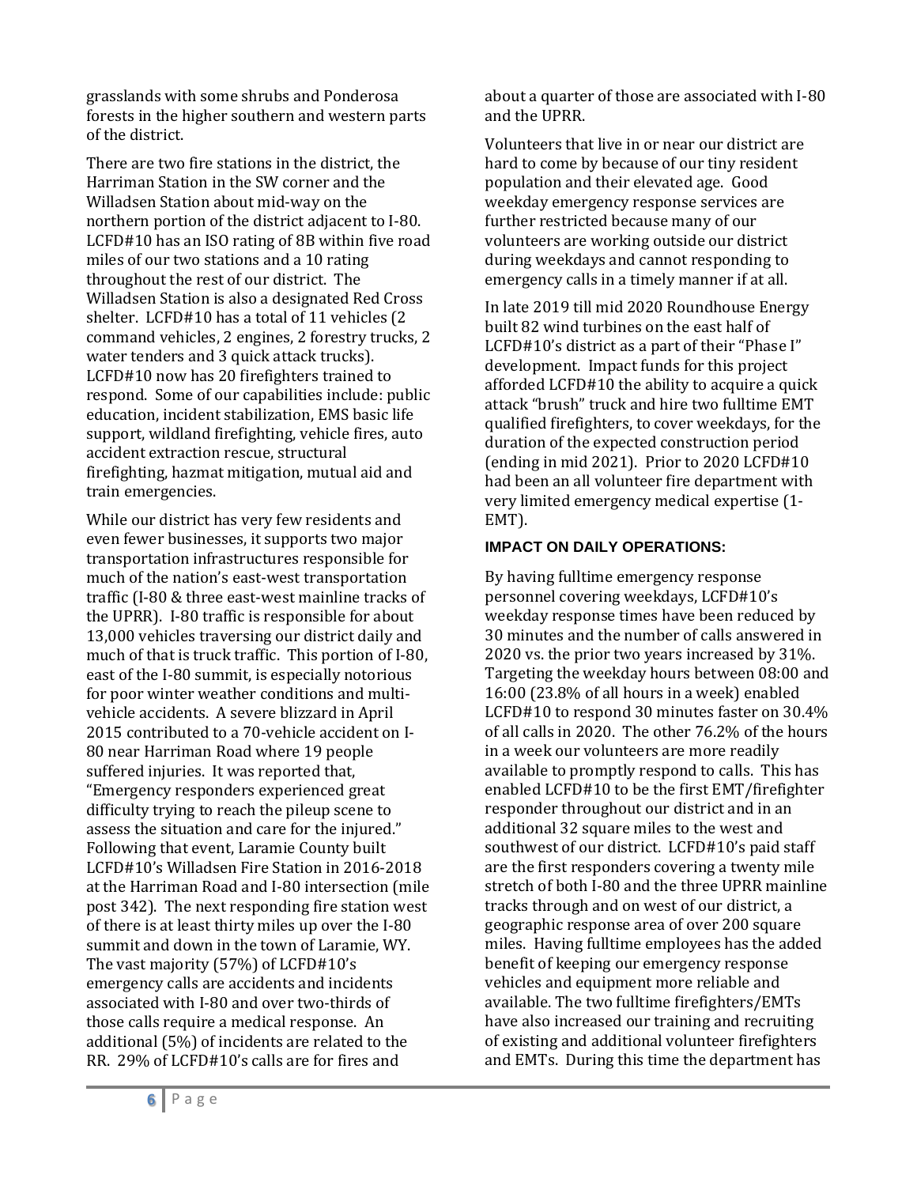grasslands with some shrubs and Ponderosa forests in the higher southern and western parts of the district.

There are two fire stations in the district, the Harriman Station in the SW corner and the Willadsen Station about mid-way on the northern portion of the district adjacent to I-80. LCFD#10 has an ISO rating of 8B within five road miles of our two stations and a 10 rating throughout the rest of our district. The Willadsen Station is also a designated Red Cross shelter. LCFD#10 has a total of 11 vehicles (2 command vehicles, 2 engines, 2 forestry trucks, 2 water tenders and 3 quick attack trucks). LCFD#10 now has 20 firefighters trained to respond. Some of our capabilities include: public education, incident stabilization, EMS basic life support, wildland firefighting, vehicle fires, auto accident extraction rescue, structural firefighting, hazmat mitigation, mutual aid and train emergencies.

While our district has very few residents and even fewer businesses, it supports two major transportation infrastructures responsible for much of the nation's east-west transportation traffic (I-80 & three east-west mainline tracks of the UPRR). I-80 traffic is responsible for about 13,000 vehicles traversing our district daily and much of that is truck traffic. This portion of I-80, east of the I-80 summit, is especially notorious for poor winter weather conditions and multi-vehicle accidents. A severe blizzard in April 2015 contributed to a 70-vehicle accident on I-80 near Harriman Road where 19 people suffered injuries. It was reported that, "Emergency responders experienced great difficulty trying to reach the pileup scene to assess the situation and care for the injured." Following that event, Laramie County built LCFD#10's Willadsen Fire Station in 2016-2018 at the Harriman Road and I-80 intersection (mile post 342). The next responding fire station west of there is at least thirty miles up over the I-80 summit and down in the town of Laramie, WY. The vast majority (57%) of LCFD#10's emergency calls are accidents and incidents associated with I-80 and over two-thirds of those calls require a medical response. An additional (5%) of incidents are related to the RR. 29% of LCFD#10's calls are for fires and about a quarter of those are associated with I-80 and the UPRR.

Volunteers that live in or near our district are hard to come by because of our tiny resident population and their elevated age. Good weekday emergency response services are further restricted because many of our volunteers are working outside our district during weekdays and cannot responding to emergency calls in a timely manner if at all.

In late 2019 till mid 2020 Roundhouse Energy built 82 wind turbines on the east half of LCFD#10's district as a part of their "Phase I" development. Impact funds for this project afforded LCFD#10 the ability to acquire a quick attack "brush" truck and hire two fulltime EMT qualified firefighters, to cover weekdays, for the duration of the expected construction period (ending in mid 2021). Prior to 2020 LCFD#10 had been an all volunteer fire department with very limited emergency medical expertise (1-EMT).

**IMPACT ON DAILY OPERATIONS:**

By having fulltime emergency response personnel covering weekdays, LCFD#10's weekday response times have been reduced by 30 minutes and the number of calls answered in 2020 vs. the prior two years increased by 31%. Targeting the weekday hours between 08:00 and 16:00 (23.8% of all hours in a week) enabled LCFD#10 to respond 30 minutes faster on 30.4% of all calls in 2020. The other 76.2% of the hours in a week our volunteers are more readily available to promptly respond to calls. This has enabled LCFD#10 to be the first EMT/firefighter responder throughout our district and in an additional 32 square miles to the west and southwest of our district. LCFD#10's paid staff are the first responders covering a twenty mile stretch of both I-80 and the three UPRR mainline tracks through and on west of our district, a geographic response area of over 200 square miles. Having fulltime employees has the added benefit of keeping our emergency response vehicles and equipment more reliable and available. The two fulltime firefighters/EMTs have also increased our training and recruiting of existing and additional volunteer firefighters and EMTs. During this time the department has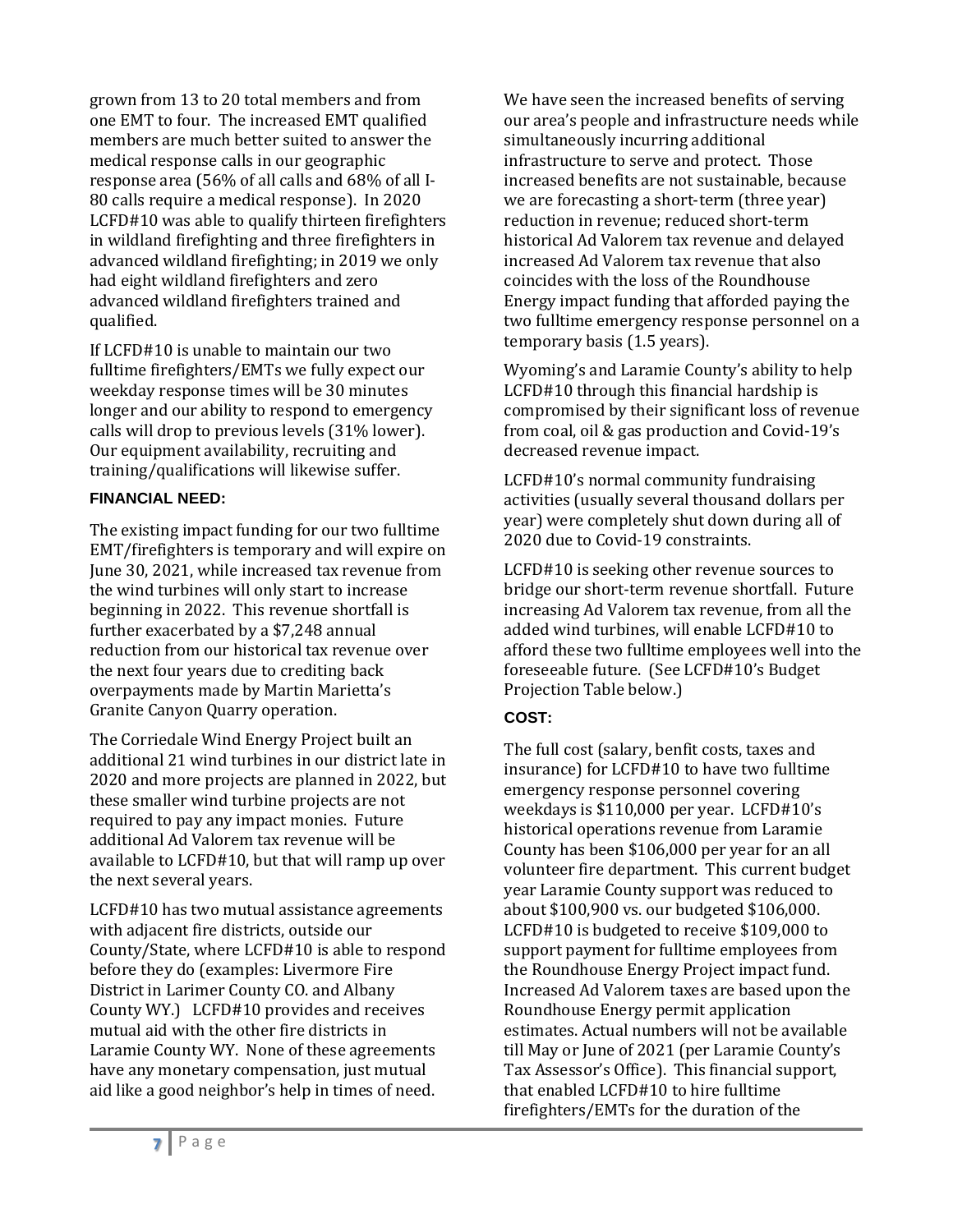grown from 13 to 20 total members and from one EMT to four. The increased EMT qualified members are much better suited to answer the medical response calls in our geographic response area (56% of all calls and 68% of all I-80 calls require a medical response). In 2020 LCFD#10 was able to qualify thirteen firefighters in wildland firefighting and three firefighters in advanced wildland firefighting; in 2019 we only had eight wildland firefighters and zero advanced wildland firefighters trained and qualified.

If LCFD#10 is unable to maintain our two fulltime firefighters/EMTs we fully expect our weekday response times will be 30 minutes longer and our ability to respond to emergency calls will drop to previous levels (31% lower). Our equipment availability, recruiting and training/qualifications will likewise suffer.

**FINANCIAL NEED:**

The existing impact funding for our two fulltime EMT/firefighters is temporary and will expire on June 30, 2021, while increased tax revenue from the wind turbines will only start to increase beginning in 2022. This revenue shortfall is further exacerbated by a $7,248 annual reduction from our historical tax revenue over the next four years due to crediting back overpayments made by Martin Marietta's Granite Canyon Quarry operation.

The Corriedale Wind Energy Project built an additional 21 wind turbines in our district late in 2020 and more projects are planned in 2022, but these smaller wind turbine projects are not required to pay any impact monies. Future additional Ad Valorem tax revenue will be available to LCFD#10, but that will ramp up over the next several years.

LCFD#10 has two mutual assistance agreements with adjacent fire districts, outside our County/State, where LCFD#10 is able to respond before they do (examples: Livermore Fire District in Larimer County CO. and Albany County WY.) LCFD#10 provides and receives mutual aid with the other fire districts in Laramie County WY. None of these agreements have any monetary compensation, just mutual aid like a good neighbor's help in times of need.

We have seen the increased benefits of serving our area's people and infrastructure needs while simultaneously incurring additional infrastructure to serve and protect. Those increased benefits are not sustainable, because we are forecasting a short-term (three year) reduction in revenue; reduced short-term historical Ad Valorem tax revenue and delayed increased Ad Valorem tax revenue that also coincides with the loss of the Roundhouse Energy impact funding that afforded paying the two fulltime emergency response personnel on a temporary basis (1.5 years).

Wyoming's and Laramie County's ability to help LCFD#10 through this financial hardship is compromised by their significant loss of revenue from coal, oil & gas production and Covid-19's decreased revenue impact.

LCFD#10's normal community fundraising activities (usually several thousand dollars per year) were completely shut down during all of 2020 due to Covid-19 constraints.

LCFD#10 is seeking other revenue sources to bridge our short-term revenue shortfall. Future increasing Ad Valorem tax revenue, from all the added wind turbines, will enable LCFD#10 to afford these two fulltime employees well into the foreseeable future. (See LCFD#10's Budget Projection Table below.)

**COST:**

The full cost (salary, benfit costs, taxes and insurance) for LCFD#10 to have two fulltime emergency response personnel covering weekdays is $110,000 per year. LCFD#10's historical operations revenue from Laramie County has been $106,000 per year for an all volunteer fire department. This current budget year Laramie County support was reduced to about $100,900 vs. our budgeted $106,000. LCFD#10 is budgeted to receive $109,000 to support payment for fulltime employees from the Roundhouse Energy Project impact fund. Increased Ad Valorem taxes are based upon the Roundhouse Energy permit application estimates. Actual numbers will not be available till May or June of 2021 (per Laramie County's Tax Assessor's Office). This financial support, that enabled LCFD#10 to hire fulltime firefighters/EMTs for the duration of the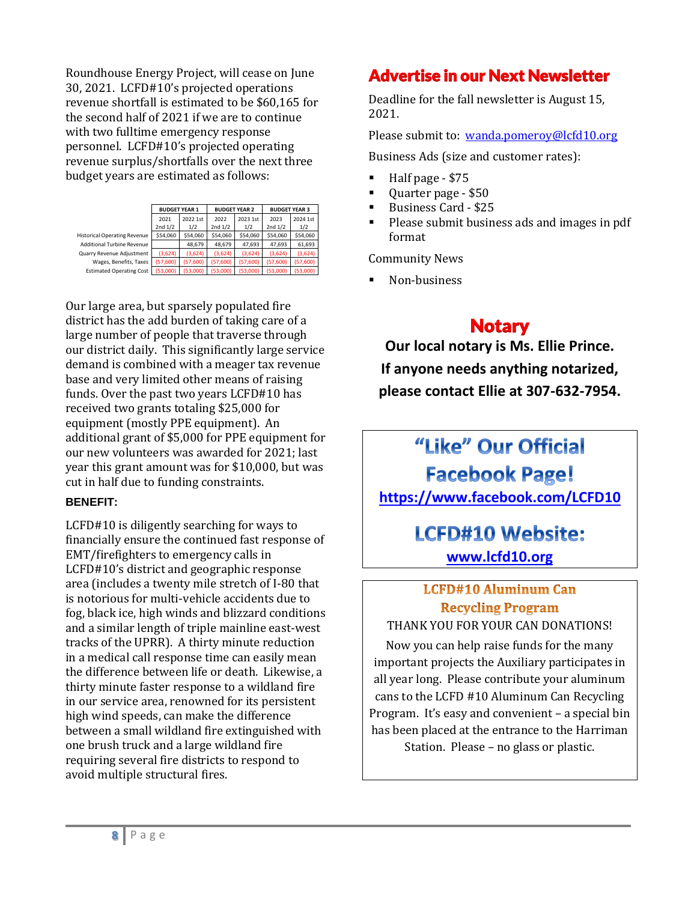Roundhouse Energy Project, will cease on June 30, 2021. LCFD#10's projected operations revenue shortfall is estimated to be $60,165 for the second half of 2021 if we are to continue with two fulltime emergency response personnel. LCFD#10's projected operating revenue surplus/shortfalls over the next three budget years are estimated as follows:

| | BUDGET YEAR 1 | | BUDGET YEAR 2 | | BUDGET YEAR 3 | |
|---|---|---|---|---|---|---|
| | 2021 2nd 1/2 | 2022 1st 1/2 | 2022 2nd 1/2 | 2023 1st 1/2 | 2023 2nd 1/2 | 2024 1st 1/2 |
| Historical Operating Revenue | $54,060 | $54,060 | $54,060 | $54,060 | $54,060 | $54,060 |
| Additional Turbine Revenue | | 48,679 | 48,679 | 47,693 | 47,693 | 61,693 |
| Quarry Revenue Adjustment | (3,624) | (3,624) | (3,624) | (3,624) | (3,624) | (3,624) |
| Wages, Benefits, Taxes | (57,600) | (57,600) | (57,600) | (57,600) | (57,600) | (57,600) |
| Estimated Operating Cost | (53,000) | (53,000) | (53,000) | (53,000) | (53,000) | (53,000) |

Our large area, but sparsely populated fire district has the add burden of taking care of a large number of people that traverse through our district daily. This significantly large service demand is combined with a meager tax revenue base and very limited other means of raising funds. Over the past two years LCFD#10 has received two grants totaling $25,000 for equipment (mostly PPE equipment). An additional grant of $5,000 for PPE equipment for our new volunteers was awarded for 2021; last year this grant amount was for $10,000, but was cut in half due to funding constraints.

**BENEFIT:**

LCFD#10 is diligently searching for ways to financially ensure the continued fast response of EMT/firefighters to emergency calls in LCFD#10's district and geographic response area (includes a twenty mile stretch of I-80 that is notorious for multi-vehicle accidents due to fog, black ice, high winds and blizzard conditions and a similar length of triple mainline east-west tracks of the UPRR). A thirty minute reduction in a medical call response time can easily mean the difference between life or death. Likewise, a thirty minute faster response to a wildland fire in our service area, renowned for its persistent high wind speeds, can make the difference between a small wildland fire extinguished with one brush truck and a large wildland fire requiring several fire districts to respond to avoid multiple structural fires.

## Advertise in our Next Newsletter

Deadline for the fall newsletter is August 15, 2021.

Please submit to: wanda.pomeroy@lcfd10.org

Business Ads (size and customer rates):

- Half page - $75
- Quarter page - $50
- Business Card - $25
- Please submit business ads and images in pdf format

Community News

- Non-business

## Notary

**Our local notary is Ms. Ellie Prince. If anyone needs anything notarized, please contact Ellie at 307-632-7954.**

## "Like" Our Official Facebook Page!

**https://www.facebook.com/LCFD10**

## LCFD#10 Website:

**www.lcfd10.org**

### LCFD#10 Aluminum Can Recycling Program

THANK YOU FOR YOUR CAN DONATIONS!

Now you can help raise funds for the many important projects the Auxiliary participates in all year long. Please contribute your aluminum cans to the LCFD #10 Aluminum Can Recycling Program. It's easy and convenient – a special bin has been placed at the entrance to the Harriman Station. Please – no glass or plastic.